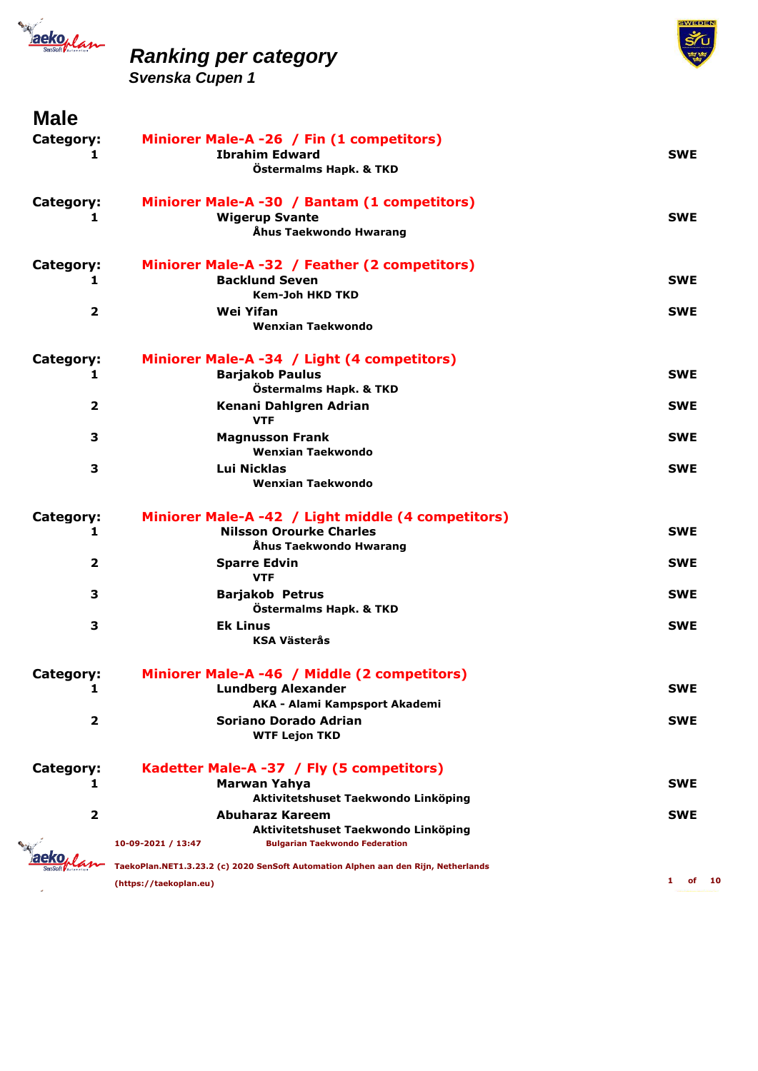# Ranking per category

## Svenska Cupen 1

## Male

**Category:** Miniorer Male-A -26 / Fin (1 competitors)

| Rank | Name / Club | Country |
|---|---|---|
| 1 | **Ibrahim Edward**<br>Östermalms Hapk. & TKD | SWE |

**Category:** Miniorer Male-A -30 / Bantam (1 competitors)

| Rank | Name / Club | Country |
|---|---|---|
| 1 | **Wigerup Svante**<br>Åhus Taekwondo Hwarang | SWE |

**Category:** Miniorer Male-A -32 / Feather (2 competitors)

| Rank | Name / Club | Country |
|---|---|---|
| 1 | **Backlund Seven**<br>Kem-Joh HKD TKD | SWE |
| 2 | **Wei Yifan**<br>Wenxian Taekwondo | SWE |

**Category:** Miniorer Male-A -34 / Light (4 competitors)

| Rank | Name / Club | Country |
|---|---|---|
| 1 | **Barjakob Paulus**<br>Östermalms Hapk. & TKD | SWE |
| 2 | **Kenani Dahlgren Adrian**<br>VTF | SWE |
| 3 | **Magnusson Frank**<br>Wenxian Taekwondo | SWE |
| 3 | **Lui Nicklas**<br>Wenxian Taekwondo | SWE |

**Category:** Miniorer Male-A -42 / Light middle (4 competitors)

| Rank | Name / Club | Country |
|---|---|---|
| 1 | **Nilsson Orourke Charles**<br>Åhus Taekwondo Hwarang | SWE |
| 2 | **Sparre Edvin**<br>VTF | SWE |
| 3 | **Barjakob Petrus**<br>Östermalms Hapk. & TKD | SWE |
| 3 | **Ek Linus**<br>KSA Västerås | SWE |

**Category:** Miniorer Male-A -46 / Middle (2 competitors)

| Rank | Name / Club | Country |
|---|---|---|
| 1 | **Lundberg Alexander**<br>AKA - Alami Kampsport Akademi | SWE |
| 2 | **Soriano Dorado Adrian**<br>WTF Lejon TKD | SWE |

**Category:** Kadetter Male-A -37 / Fly (5 competitors)

| Rank | Name / Club | Country |
|---|---|---|
| 1 | **Marwan Yahya**<br>Aktivitetshuset Taekwondo Linköping | SWE |
| 2 | **Abuharaz Kareem**<br>Aktivitetshuset Taekwondo Linköping | SWE |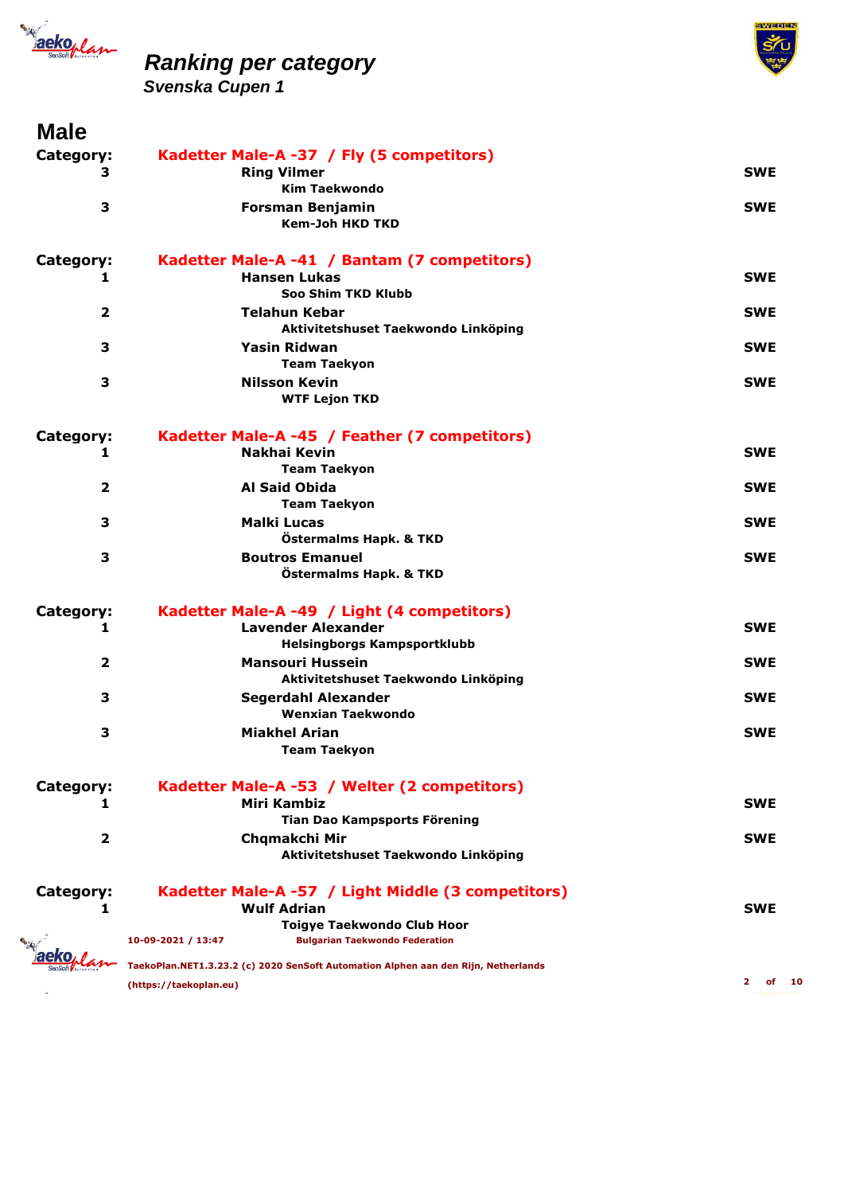# Ranking per category

## Svenska Cupen 1

## Male

**Category:** Kadetter Male-A -37 / Fly (5 competitors)

| Rank | Name / Club | Country |
|---|---|---|
| 3 | **Ring Vilmer**<br>Kim Taekwondo | SWE |
| 3 | **Forsman Benjamin**<br>Kem-Joh HKD TKD | SWE |

**Category:** Kadetter Male-A -41 / Bantam (7 competitors)

| Rank | Name / Club | Country |
|---|---|---|
| 1 | **Hansen Lukas**<br>Soo Shim TKD Klubb | SWE |
| 2 | **Telahun Kebar**<br>Aktivitetshuset Taekwondo Linköping | SWE |
| 3 | **Yasin Ridwan**<br>Team Taekyon | SWE |
| 3 | **Nilsson Kevin**<br>WTF Lejon TKD | SWE |

**Category:** Kadetter Male-A -45 / Feather (7 competitors)

| Rank | Name / Club | Country |
|---|---|---|
| 1 | **Nakhai Kevin**<br>Team Taekyon | SWE |
| 2 | **Al Said Obida**<br>Team Taekyon | SWE |
| 3 | **Malki Lucas**<br>Östermalms Hapk. & TKD | SWE |
| 3 | **Boutros Emanuel**<br>Östermalms Hapk. & TKD | SWE |

**Category:** Kadetter Male-A -49 / Light (4 competitors)

| Rank | Name / Club | Country |
|---|---|---|
| 1 | **Lavender Alexander**<br>Helsingborgs Kampsportklubb | SWE |
| 2 | **Mansouri Hussein**<br>Aktivitetshuset Taekwondo Linköping | SWE |
| 3 | **Segerdahl Alexander**<br>Wenxian Taekwondo | SWE |
| 3 | **Miakhel Arian**<br>Team Taekyon | SWE |

**Category:** Kadetter Male-A -53 / Welter (2 competitors)

| Rank | Name / Club | Country |
|---|---|---|
| 1 | **Miri Kambiz**<br>Tian Dao Kampsports Förening | SWE |
| 2 | **Chqmakchi Mir**<br>Aktivitetshuset Taekwondo Linköping | SWE |

**Category:** Kadetter Male-A -57 / Light Middle (3 competitors)

| Rank | Name / Club | Country |
|---|---|---|
| 1 | **Wulf Adrian**<br>Toigye Taekwondo Club Hoor | SWE |

10-09-2021 / 13:47 Bulgarian Taekwondo Federation

TaekoPlan.NET1.3.23.2 (c) 2020 SenSoft Automation Alphen aan den Rijn, Netherlands (https://taekoplan.eu)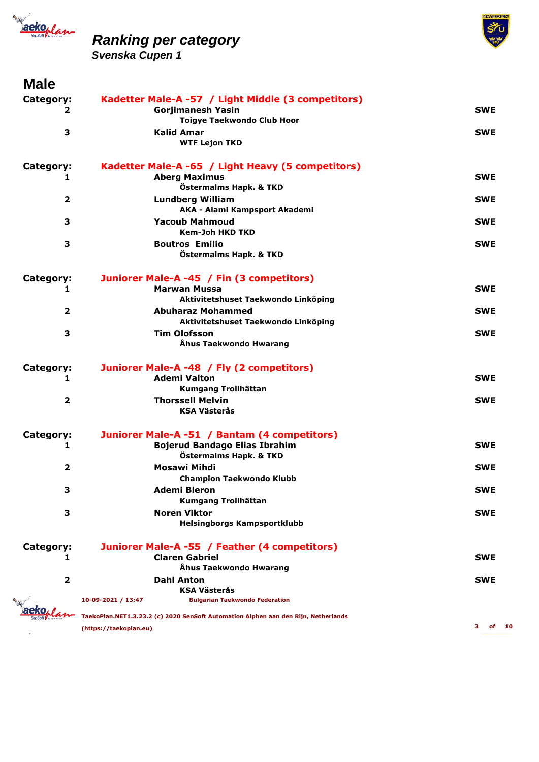# Ranking per category

## Svenska Cupen 1

## Male

**Category:** Kadetter Male-A -57 / Light Middle (3 competitors)

| Rank | Name / Club | Country |
|---|---|---|
| 2 | **Gorjimanesh Yasin**<br>Toigye Taekwondo Club Hoor | SWE |
| 3 | **Kalid Amar**<br>WTF Lejon TKD | SWE |

**Category:** Kadetter Male-A -65 / Light Heavy (5 competitors)

| Rank | Name / Club | Country |
|---|---|---|
| 1 | **Aberg Maximus**<br>Östermalms Hapk. & TKD | SWE |
| 2 | **Lundberg William**<br>AKA - Alami Kampsport Akademi | SWE |
| 3 | **Yacoub Mahmoud**<br>Kem-Joh HKD TKD | SWE |
| 3 | **Boutros Emilio**<br>Östermalms Hapk. & TKD | SWE |

**Category:** Juniorer Male-A -45 / Fin (3 competitors)

| Rank | Name / Club | Country |
|---|---|---|
| 1 | **Marwan Mussa**<br>Aktivitetshuset Taekwondo Linköping | SWE |
| 2 | **Abuharaz Mohammed**<br>Aktivitetshuset Taekwondo Linköping | SWE |
| 3 | **Tim Olofsson**<br>Åhus Taekwondo Hwarang | SWE |

**Category:** Juniorer Male-A -48 / Fly (2 competitors)

| Rank | Name / Club | Country |
|---|---|---|
| 1 | **Ademi Valton**<br>Kumgang Trollhättan | SWE |
| 2 | **Thorssell Melvin**<br>KSA Västerås | SWE |

**Category:** Juniorer Male-A -51 / Bantam (4 competitors)

| Rank | Name / Club | Country |
|---|---|---|
| 1 | **Bojerud Bandago Elias Ibrahim**<br>Östermalms Hapk. & TKD | SWE |
| 2 | **Mosawi Mihdi**<br>Champion Taekwondo Klubb | SWE |
| 3 | **Ademi Bleron**<br>Kumgang Trollhättan | SWE |
| 3 | **Noren Viktor**<br>Helsingborgs Kampsportklubb | SWE |

**Category:** Juniorer Male-A -55 / Feather (4 competitors)

| Rank | Name / Club | Country |
|---|---|---|
| 1 | **Claren Gabriel**<br>Åhus Taekwondo Hwarang | SWE |
| 2 | **Dahl Anton**<br>KSA Västerås | SWE |

10-09-2021 / 13:47 Bulgarian Taekwondo Federation

TaekoPlan.NET1.3.23.2 (c) 2020 SenSoft Automation Alphen aan den Rijn, Netherlands (https://taekoplan.eu)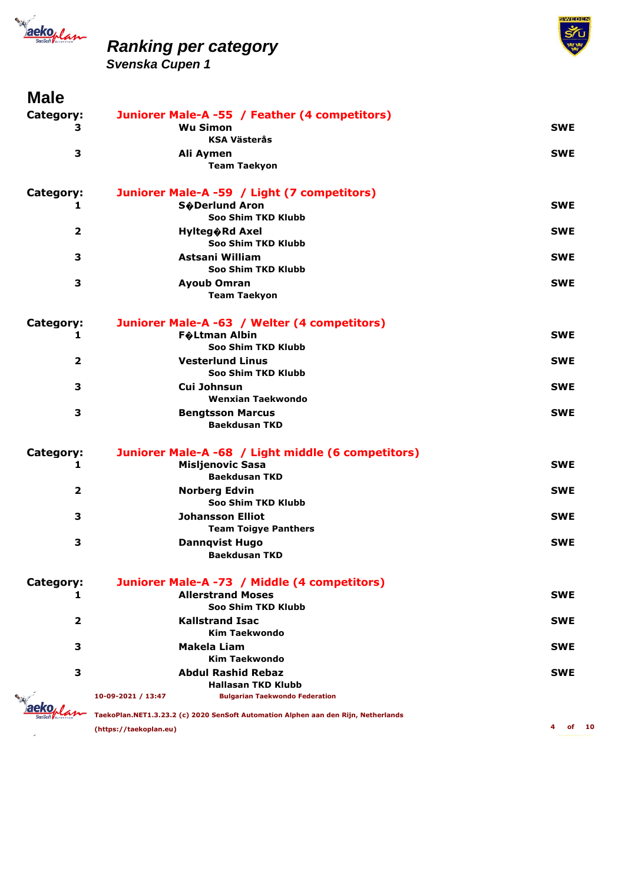# Ranking per category

## Svenska Cupen 1

## Male

**Category:** Juniorer Male-A -55 / Feather (4 competitors)

| Rank | Name / Club | Country |
|---|---|---|
| 3 | **Wu Simon**<br>KSA Västerås | SWE |
| 3 | **Ali Aymen**<br>Team Taekyon | SWE |

**Category:** Juniorer Male-A -59 / Light (7 competitors)

| Rank | Name / Club | Country |
|---|---|---|
| 1 | **S�Derlund Aron**<br>Soo Shim TKD Klubb | SWE |
| 2 | **Hylteg�Rd Axel**<br>Soo Shim TKD Klubb | SWE |
| 3 | **Astsani William**<br>Soo Shim TKD Klubb | SWE |
| 3 | **Ayoub Omran**<br>Team Taekyon | SWE |

**Category:** Juniorer Male-A -63 / Welter (4 competitors)

| Rank | Name / Club | Country |
|---|---|---|
| 1 | **F�Ltman Albin**<br>Soo Shim TKD Klubb | SWE |
| 2 | **Vesterlund Linus**<br>Soo Shim TKD Klubb | SWE |
| 3 | **Cui Johnsun**<br>Wenxian Taekwondo | SWE |
| 3 | **Bengtsson Marcus**<br>Baekdusan TKD | SWE |

**Category:** Juniorer Male-A -68 / Light middle (6 competitors)

| Rank | Name / Club | Country |
|---|---|---|
| 1 | **Misljenovic Sasa**<br>Baekdusan TKD | SWE |
| 2 | **Norberg Edvin**<br>Soo Shim TKD Klubb | SWE |
| 3 | **Johansson Elliot**<br>Team Toigye Panthers | SWE |
| 3 | **Dannqvist Hugo**<br>Baekdusan TKD | SWE |

**Category:** Juniorer Male-A -73 / Middle (4 competitors)

| Rank | Name / Club | Country |
|---|---|---|
| 1 | **Allerstrand Moses**<br>Soo Shim TKD Klubb | SWE |
| 2 | **Kallstrand Isac**<br>Kim Taekwondo | SWE |
| 3 | **Makela Liam**<br>Kim Taekwondo | SWE |
| 3 | **Abdul Rashid Rebaz**<br>Hallasan TKD Klubb | SWE |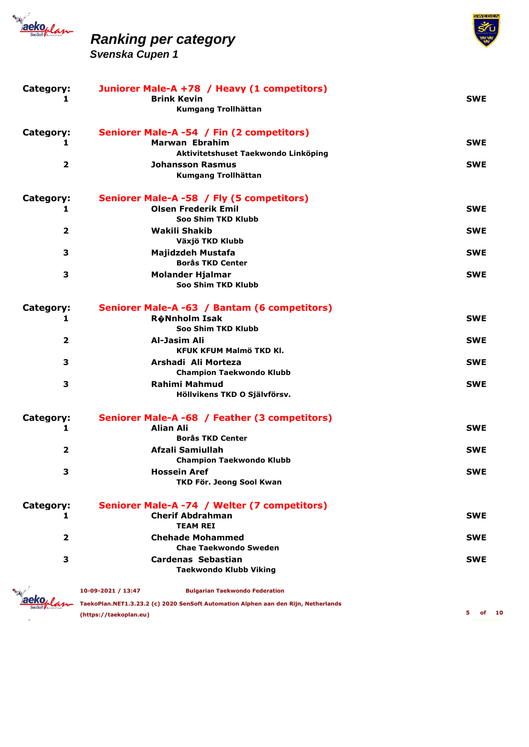# Ranking per category

## Svenska Cupen 1

| Category: | Juniorer Male-A +78 / Heavy (1 competitors) | |
|---|---|---|
| 1 | **Brink Kevin**<br>Kumgang Trollhättan | SWE |

| Category: | Seniorer Male-A -54 / Fin (2 competitors) | |
|---|---|---|
| 1 | **Marwan Ebrahim**<br>Aktivitetshuset Taekwondo Linköping | SWE |
| 2 | **Johansson Rasmus**<br>Kumgang Trollhättan | SWE |

| Category: | Seniorer Male-A -58 / Fly (5 competitors) | |
|---|---|---|
| 1 | **Olsen Frederik Emil**<br>Soo Shim TKD Klubb | SWE |
| 2 | **Wakili Shakib**<br>Växjö TKD Klubb | SWE |
| 3 | **Majidzdeh Mustafa**<br>Borås TKD Center | SWE |
| 3 | **Molander Hjalmar**<br>Soo Shim TKD Klubb | SWE |

| Category: | Seniorer Male-A -63 / Bantam (6 competitors) | |
|---|---|---|
| 1 | **R�Nnholm Isak**<br>Soo Shim TKD Klubb | SWE |
| 2 | **Al-Jasim Ali**<br>KFUK KFUM Malmö TKD Kl. | SWE |
| 3 | **Arshadi Ali Morteza**<br>Champion Taekwondo Klubb | SWE |
| 3 | **Rahimi Mahmud**<br>Höllvikens TKD O Självförsv. | SWE |

| Category: | Seniorer Male-A -68 / Feather (3 competitors) | |
|---|---|---|
| 1 | **Alian Ali**<br>Borås TKD Center | SWE |
| 2 | **Afzali Samiullah**<br>Champion Taekwondo Klubb | SWE |
| 3 | **Hossein Aref**<br>TKD För. Jeong Sool Kwan | SWE |

| Category: | Seniorer Male-A -74 / Welter (7 competitors) | |
|---|---|---|
| 1 | **Cherif Abdrahman**<br>TEAM REI | SWE |
| 2 | **Chehade Mohammed**<br>Chae Taekwondo Sweden | SWE |
| 3 | **Cardenas Sebastian**<br>Taekwondo Klubb Viking | SWE |

10-09-2021 / 13:47 Bulgarian Taekwondo Federation

TaekoPlan.NET1.3.23.2 (c) 2020 SenSoft Automation Alphen aan den Rijn, Netherlands (https://taekoplan.eu)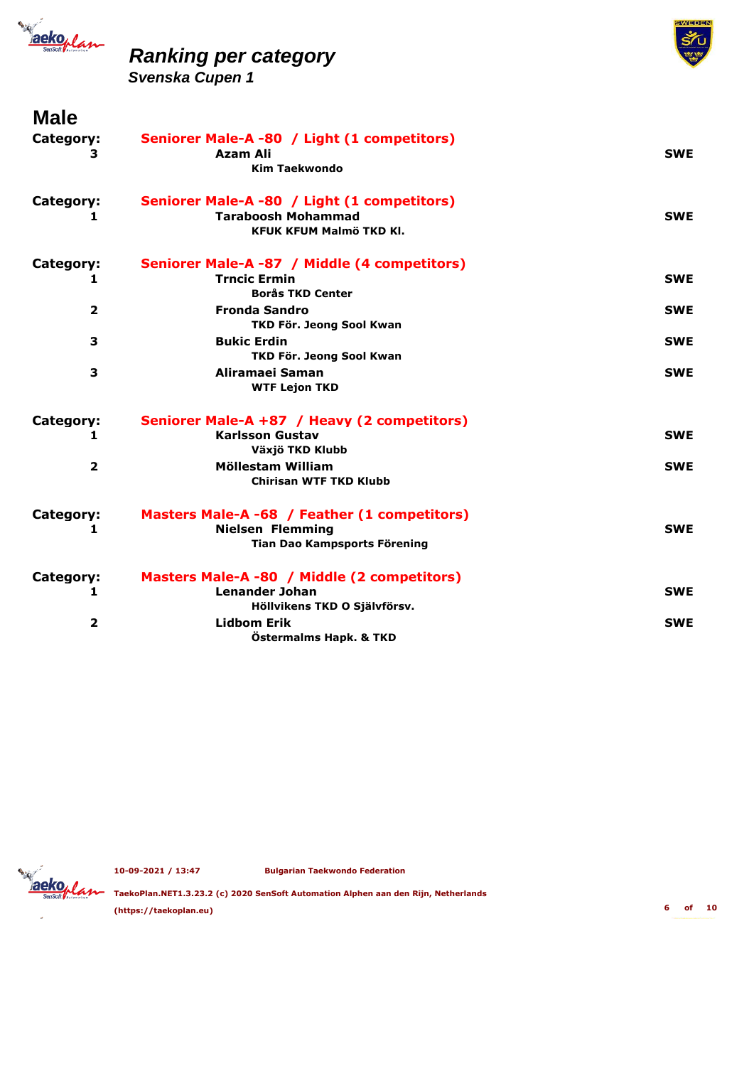# Ranking per category

## Svenska Cupen 1

## Male

**Category:** Seniorer Male-A -80 / Light (1 competitors)

| Rank | Name | Club | Country |
|---|---|---|---|
| 3 | Azam Ali | Kim Taekwondo | SWE |

**Category:** Seniorer Male-A -80 / Light (1 competitors)

| Rank | Name | Club | Country |
|---|---|---|---|
| 1 | Taraboosh Mohammad | KFUK KFUM Malmö TKD Kl. | SWE |

**Category:** Seniorer Male-A -87 / Middle (4 competitors)

| Rank | Name | Club | Country |
|---|---|---|---|
| 1 | Trncic Ermin | Borås TKD Center | SWE |
| 2 | Fronda Sandro | TKD För. Jeong Sool Kwan | SWE |
| 3 | Bukic Erdin | TKD För. Jeong Sool Kwan | SWE |
| 3 | Aliramaei Saman | WTF Lejon TKD | SWE |

**Category:** Seniorer Male-A +87 / Heavy (2 competitors)

| Rank | Name | Club | Country |
|---|---|---|---|
| 1 | Karlsson Gustav | Växjö TKD Klubb | SWE |
| 2 | Möllestam William | Chirisan WTF TKD Klubb | SWE |

**Category:** Masters Male-A -68 / Feather (1 competitors)

| Rank | Name | Club | Country |
|---|---|---|---|
| 1 | Nielsen Flemming | Tian Dao Kampsports Förening | SWE |

**Category:** Masters Male-A -80 / Middle (2 competitors)

| Rank | Name | Club | Country |
|---|---|---|---|
| 1 | Lenander Johan | Höllvikens TKD O Självförsv. | SWE |
| 2 | Lidbom Erik | Östermalms Hapk. & TKD | SWE |

10-09-2021 / 13:47 Bulgarian Taekwondo Federation

TaekoPlan.NET1.3.23.2 (c) 2020 SenSoft Automation Alphen aan den Rijn, Netherlands (https://taekoplan.eu)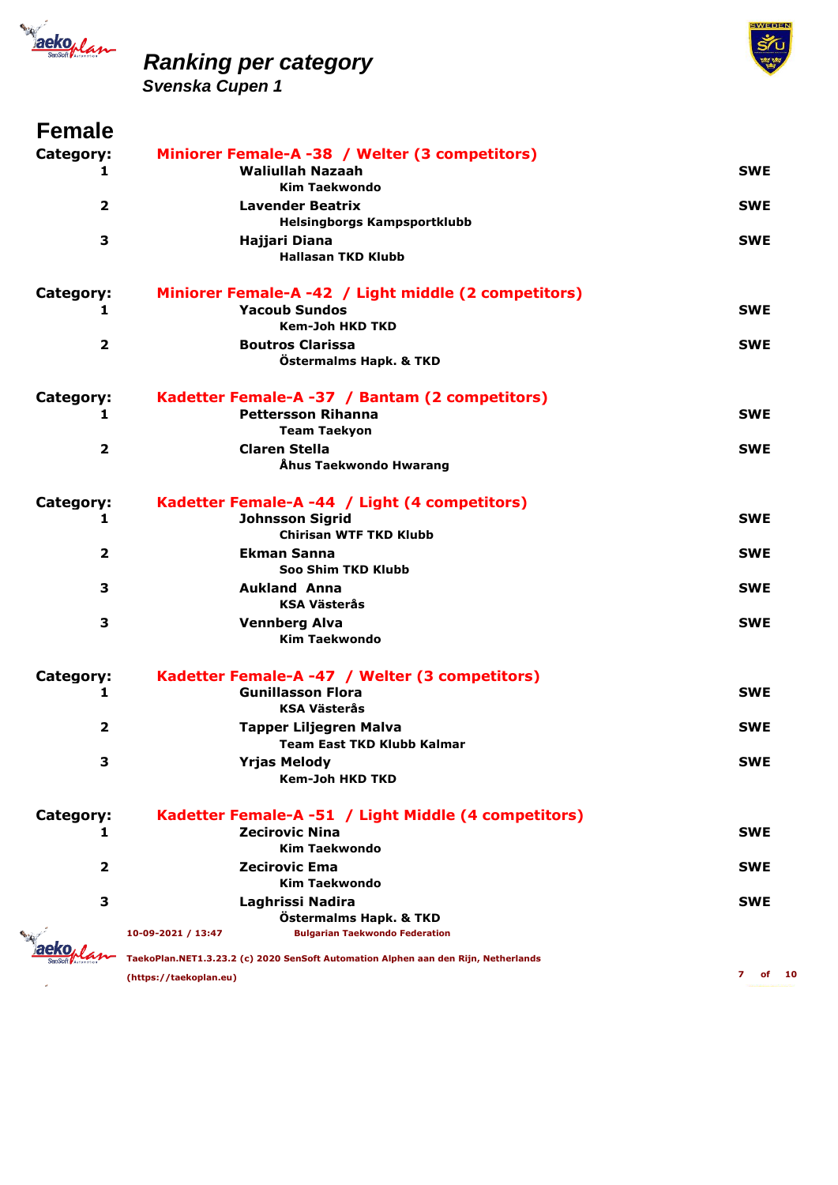# Ranking per category

## Svenska Cupen 1

## Female

**Category:** Miniorer Female-A -38 / Welter (3 competitors)

| Rank | Name / Club | Country |
|---|---|---|
| 1 | **Waliullah Nazaah**<br>Kim Taekwondo | SWE |
| 2 | **Lavender Beatrix**<br>Helsingborgs Kampsportklubb | SWE |
| 3 | **Hajjari Diana**<br>Hallasan TKD Klubb | SWE |

**Category:** Miniorer Female-A -42 / Light middle (2 competitors)

| Rank | Name / Club | Country |
|---|---|---|
| 1 | **Yacoub Sundos**<br>Kem-Joh HKD TKD | SWE |
| 2 | **Boutros Clarissa**<br>Östermalms Hapk. & TKD | SWE |

**Category:** Kadetter Female-A -37 / Bantam (2 competitors)

| Rank | Name / Club | Country |
|---|---|---|
| 1 | **Pettersson Rihanna**<br>Team Taekyon | SWE |
| 2 | **Claren Stella**<br>Åhus Taekwondo Hwarang | SWE |

**Category:** Kadetter Female-A -44 / Light (4 competitors)

| Rank | Name / Club | Country |
|---|---|---|
| 1 | **Johnsson Sigrid**<br>Chirisan WTF TKD Klubb | SWE |
| 2 | **Ekman Sanna**<br>Soo Shim TKD Klubb | SWE |
| 3 | **Aukland Anna**<br>KSA Västerås | SWE |
| 3 | **Vennberg Alva**<br>Kim Taekwondo | SWE |

**Category:** Kadetter Female-A -47 / Welter (3 competitors)

| Rank | Name / Club | Country |
|---|---|---|
| 1 | **Gunillasson Flora**<br>KSA Västerås | SWE |
| 2 | **Tapper Liljegren Malva**<br>Team East TKD Klubb Kalmar | SWE |
| 3 | **Yrjas Melody**<br>Kem-Joh HKD TKD | SWE |

**Category:** Kadetter Female-A -51 / Light Middle (4 competitors)

| Rank | Name / Club | Country |
|---|---|---|
| 1 | **Zecirovic Nina**<br>Kim Taekwondo | SWE |
| 2 | **Zecirovic Ema**<br>Kim Taekwondo | SWE |
| 3 | **Laghrissi Nadira**<br>Östermalms Hapk. & TKD | SWE |

10-09-2021 / 13:47 Bulgarian Taekwondo Federation

TaekoPlan.NET1.3.23.2 (c) 2020 SenSoft Automation Alphen aan den Rijn, Netherlands (https://taekoplan.eu)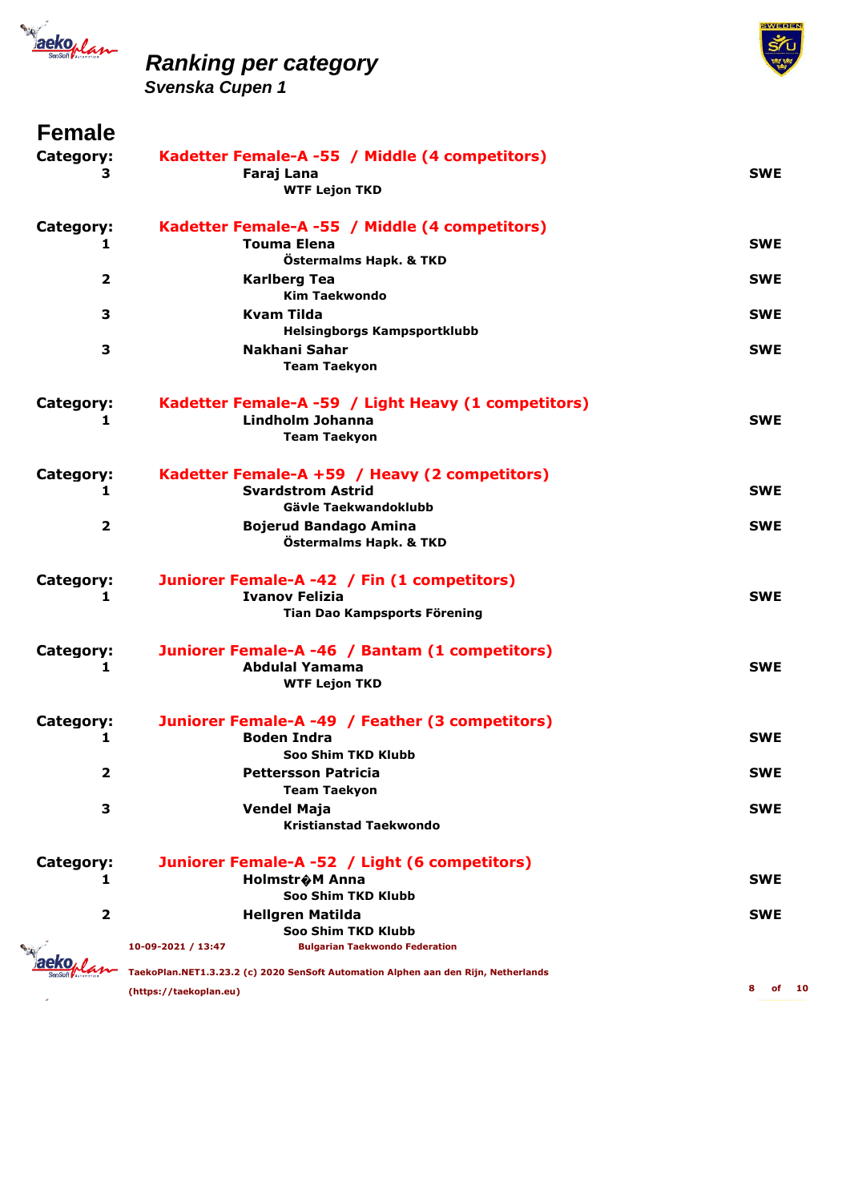# Ranking per category

## Svenska Cupen 1

## Female

**Category:** Kadetter Female-A -55 / Middle (4 competitors)

| Rank | Name | Club | Country |
|---|---|---|---|
| 3 | Faraj Lana | WTF Lejon TKD | SWE |

**Category:** Kadetter Female-A -55 / Middle (4 competitors)

| Rank | Name | Club | Country |
|---|---|---|---|
| 1 | Touma Elena | Östermalms Hapk. & TKD | SWE |
| 2 | Karlberg Tea | Kim Taekwondo | SWE |
| 3 | Kvam Tilda | Helsingborgs Kampsportklubb | SWE |
| 3 | Nakhani Sahar | Team Taekyon | SWE |

**Category:** Kadetter Female-A -59 / Light Heavy (1 competitors)

| Rank | Name | Club | Country |
|---|---|---|---|
| 1 | Lindholm Johanna | Team Taekyon | SWE |

**Category:** Kadetter Female-A +59 / Heavy (2 competitors)

| Rank | Name | Club | Country |
|---|---|---|---|
| 1 | Svardstrom Astrid | Gävle Taekwandoklubb | SWE |
| 2 | Bojerud Bandago Amina | Östermalms Hapk. & TKD | SWE |

**Category:** Juniorer Female-A -42 / Fin (1 competitors)

| Rank | Name | Club | Country |
|---|---|---|---|
| 1 | Ivanov Felizia | Tian Dao Kampsports Förening | SWE |

**Category:** Juniorer Female-A -46 / Bantam (1 competitors)

| Rank | Name | Club | Country |
|---|---|---|---|
| 1 | Abdulal Yamama | WTF Lejon TKD | SWE |

**Category:** Juniorer Female-A -49 / Feather (3 competitors)

| Rank | Name | Club | Country |
|---|---|---|---|
| 1 | Boden Indra | Soo Shim TKD Klubb | SWE |
| 2 | Pettersson Patricia | Team Taekyon | SWE |
| 3 | Vendel Maja | Kristianstad Taekwondo | SWE |

**Category:** Juniorer Female-A -52 / Light (6 competitors)

| Rank | Name | Club | Country |
|---|---|---|---|
| 1 | Holmstr�M Anna | Soo Shim TKD Klubb | SWE |
| 2 | Hellgren Matilda | Soo Shim TKD Klubb | SWE |

10-09-2021 / 13:47 Bulgarian Taekwondo Federation

TaekoPlan.NET1.3.23.2 (c) 2020 SenSoft Automation Alphen aan den Rijn, Netherlands (https://taekoplan.eu)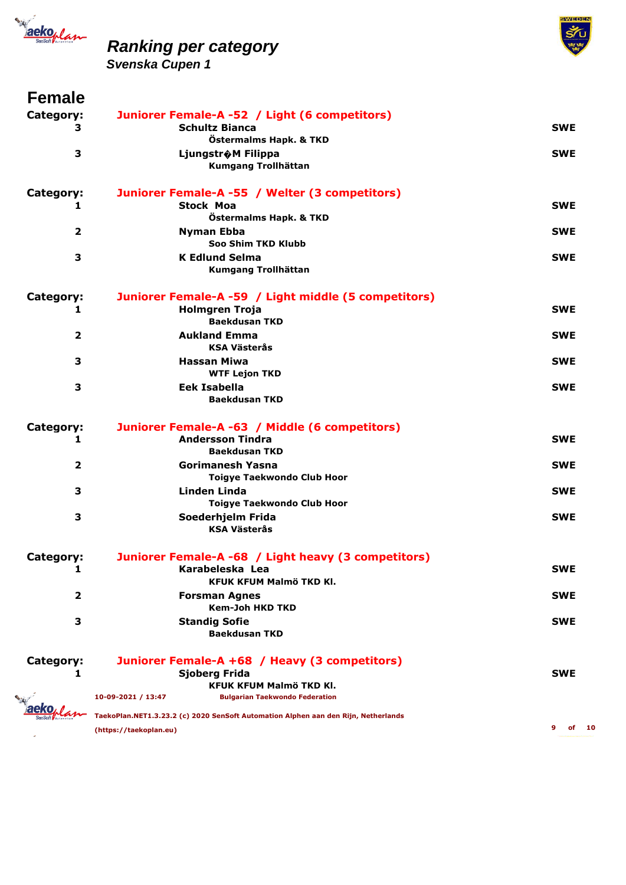# Ranking per category

## Svenska Cupen 1

## Female

**Category:** Juniorer Female-A -52 / Light (6 competitors)

| Rank | Name | Club | Country |
|---|---|---|---|
| 3 | Schultz Bianca | Östermalms Hapk. & TKD | SWE |
| 3 | Ljungstr�M Filippa | Kumgang Trollhättan | SWE |

**Category:** Juniorer Female-A -55 / Welter (3 competitors)

| Rank | Name | Club | Country |
|---|---|---|---|
| 1 | Stock Moa | Östermalms Hapk. & TKD | SWE |
| 2 | Nyman Ebba | Soo Shim TKD Klubb | SWE |
| 3 | K Edlund Selma | Kumgang Trollhättan | SWE |

**Category:** Juniorer Female-A -59 / Light middle (5 competitors)

| Rank | Name | Club | Country |
|---|---|---|---|
| 1 | Holmgren Troja | Baekdusan TKD | SWE |
| 2 | Aukland Emma | KSA Västerås | SWE |
| 3 | Hassan Miwa | WTF Lejon TKD | SWE |
| 3 | Eek Isabella | Baekdusan TKD | SWE |

**Category:** Juniorer Female-A -63 / Middle (6 competitors)

| Rank | Name | Club | Country |
|---|---|---|---|
| 1 | Andersson Tindra | Baekdusan TKD | SWE |
| 2 | Gorimanesh Yasna | Toigye Taekwondo Club Hoor | SWE |
| 3 | Linden Linda | Toigye Taekwondo Club Hoor | SWE |
| 3 | Soederhjelm Frida | KSA Västerås | SWE |

**Category:** Juniorer Female-A -68 / Light heavy (3 competitors)

| Rank | Name | Club | Country |
|---|---|---|---|
| 1 | Karabeleska Lea | KFUK KFUM Malmö TKD Kl. | SWE |
| 2 | Forsman Agnes | Kem-Joh HKD TKD | SWE |
| 3 | Standig Sofie | Baekdusan TKD | SWE |

**Category:** Juniorer Female-A +68 / Heavy (3 competitors)

| Rank | Name | Club | Country |
|---|---|---|---|
| 1 | Sjoberg Frida | KFUK KFUM Malmö TKD Kl. | SWE |

10-09-2021 / 13:47 Bulgarian Taekwondo Federation

TaekoPlan.NET1.3.23.2 (c) 2020 SenSoft Automation Alphen aan den Rijn, Netherlands

(https://taekoplan.eu)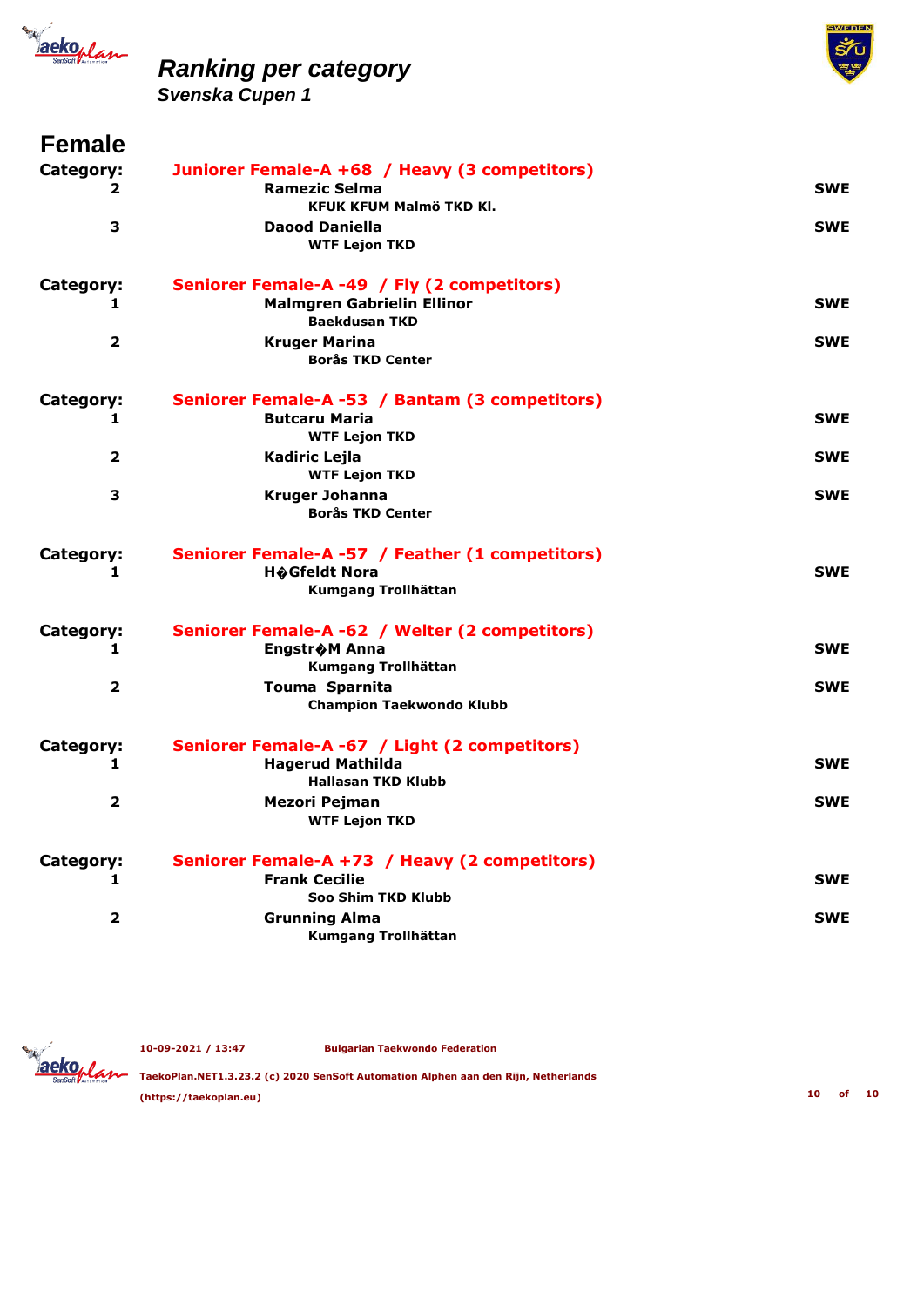## Ranking per category

### Svenska Cupen 1

## Female

| Category: | | |
|---|---|---|
| | **Juniorer Female-A +68 / Heavy (3 competitors)** | |
| 2 | **Ramezic Selma** | SWE |
| | KFUK KFUM Malmö TKD Kl. | |
| 3 | **Daood Daniella** | SWE |
| | WTF Lejon TKD | |

| Category: | | |
|---|---|---|
| | **Seniorer Female-A -49 / Fly (2 competitors)** | |
| 1 | **Malmgren Gabrielin Ellinor** | SWE |
| | Baekdusan TKD | |
| 2 | **Kruger Marina** | SWE |
| | Borås TKD Center | |

| Category: | | |
|---|---|---|
| | **Seniorer Female-A -53 / Bantam (3 competitors)** | |
| 1 | **Butcaru Maria** | SWE |
| | WTF Lejon TKD | |
| 2 | **Kadiric Lejla** | SWE |
| | WTF Lejon TKD | |
| 3 | **Kruger Johanna** | SWE |
| | Borås TKD Center | |

| Category: | | |
|---|---|---|
| | **Seniorer Female-A -57 / Feather (1 competitors)** | |
| 1 | **H�Gfeldt Nora** | SWE |
| | Kumgang Trollhättan | |

| Category: | | |
|---|---|---|
| | **Seniorer Female-A -62 / Welter (2 competitors)** | |
| 1 | **Engstr�M Anna** | SWE |
| | Kumgang Trollhättan | |
| 2 | **Touma Sparnita** | SWE |
| | Champion Taekwondo Klubb | |

| Category: | | |
|---|---|---|
| | **Seniorer Female-A -67 / Light (2 competitors)** | |
| 1 | **Hagerud Mathilda** | SWE |
| | Hallasan TKD Klubb | |
| 2 | **Mezori Pejman** | SWE |
| | WTF Lejon TKD | |

| Category: | | |
|---|---|---|
| | **Seniorer Female-A +73 / Heavy (2 competitors)** | |
| 1 | **Frank Cecilie** | SWE |
| | Soo Shim TKD Klubb | |
| 2 | **Grunning Alma** | SWE |
| | Kumgang Trollhättan | |

10-09-2021 / 13:47 Bulgarian Taekwondo Federation

TaekoPlan.NET1.3.23.2 (c) 2020 SenSoft Automation Alphen aan den Rijn, Netherlands (https://taekoplan.eu)